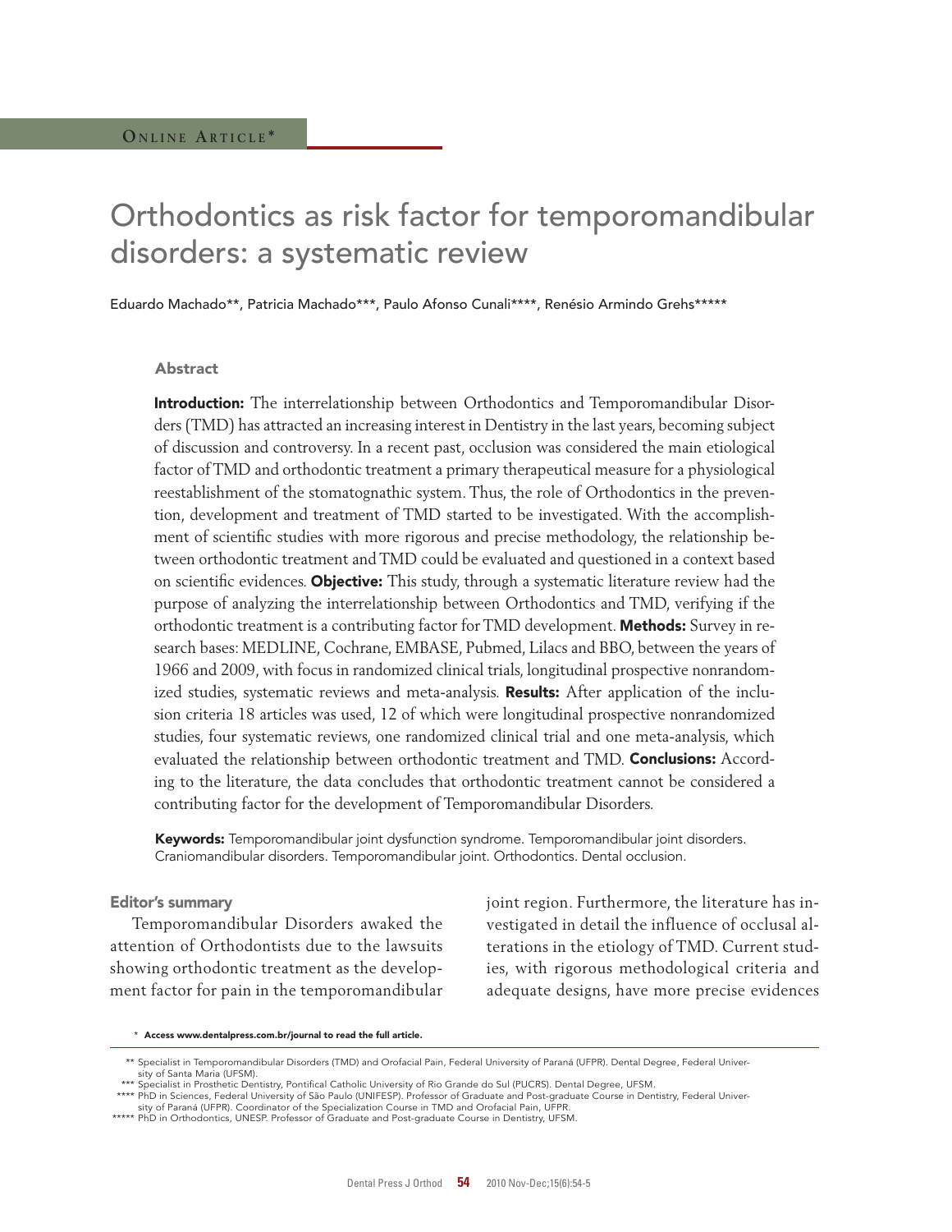Online Article*

# Orthodontics as risk factor for temporomandibular disorders: a systematic review

Eduardo Machado**, Patricia Machado***, Paulo Afonso Cunali****, Renésio Armindo Grehs*****

## Abstract

**Introduction:** The interrelationship between Orthodontics and Temporomandibular Disorders (TMD) has attracted an increasing interest in Dentistry in the last years, becoming subject of discussion and controversy. In a recent past, occlusion was considered the main etiological factor of TMD and orthodontic treatment a primary therapeutical measure for a physiological reestablishment of the stomatognathic system. Thus, the role of Orthodontics in the prevention, development and treatment of TMD started to be investigated. With the accomplishment of scientific studies with more rigorous and precise methodology, the relationship between orthodontic treatment and TMD could be evaluated and questioned in a context based on scientific evidences. **Objective:** This study, through a systematic literature review had the purpose of analyzing the interrelationship between Orthodontics and TMD, verifying if the orthodontic treatment is a contributing factor for TMD development. **Methods:** Survey in research bases: MEDLINE, Cochrane, EMBASE, Pubmed, Lilacs and BBO, between the years of 1966 and 2009, with focus in randomized clinical trials, longitudinal prospective nonrandomized studies, systematic reviews and meta-analysis. **Results:** After application of the inclusion criteria 18 articles was used, 12 of which were longitudinal prospective nonrandomized studies, four systematic reviews, one randomized clinical trial and one meta-analysis, which evaluated the relationship between orthodontic treatment and TMD. **Conclusions:** According to the literature, the data concludes that orthodontic treatment cannot be considered a contributing factor for the development of Temporomandibular Disorders.

**Keywords:** Temporomandibular joint dysfunction syndrome. Temporomandibular joint disorders. Craniomandibular disorders. Temporomandibular joint. Orthodontics. Dental occlusion.

### Editor's summary

Temporomandibular Disorders awaked the attention of Orthodontists due to the lawsuits showing orthodontic treatment as the development factor for pain in the temporomandibular joint region. Furthermore, the literature has investigated in detail the influence of occlusal alterations in the etiology of TMD. Current studies, with rigorous methodological criteria and adequate designs, have more precise evidences

\* **Access www.dentalpress.com.br/journal to read the full article.**

** Specialist in Temporomandibular Disorders (TMD) and Orofacial Pain, Federal University of Paraná (UFPR). Dental Degree, Federal University of Santa Maria (UFSM).

*** Specialist in Prosthetic Dentistry, Pontifical Catholic University of Rio Grande do Sul (PUCRS). Dental Degree, UFSM.

**** PhD in Sciences, Federal University of São Paulo (UNIFESP). Professor of Graduate and Post-graduate Course in Dentistry, Federal University of Paraná (UFPR). Coordinator of the Specialization Course in TMD and Orofacial Pain, UFPR.

***** PhD in Orthodontics, UNESP. Professor of Graduate and Post-graduate Course in Dentistry, UFSM.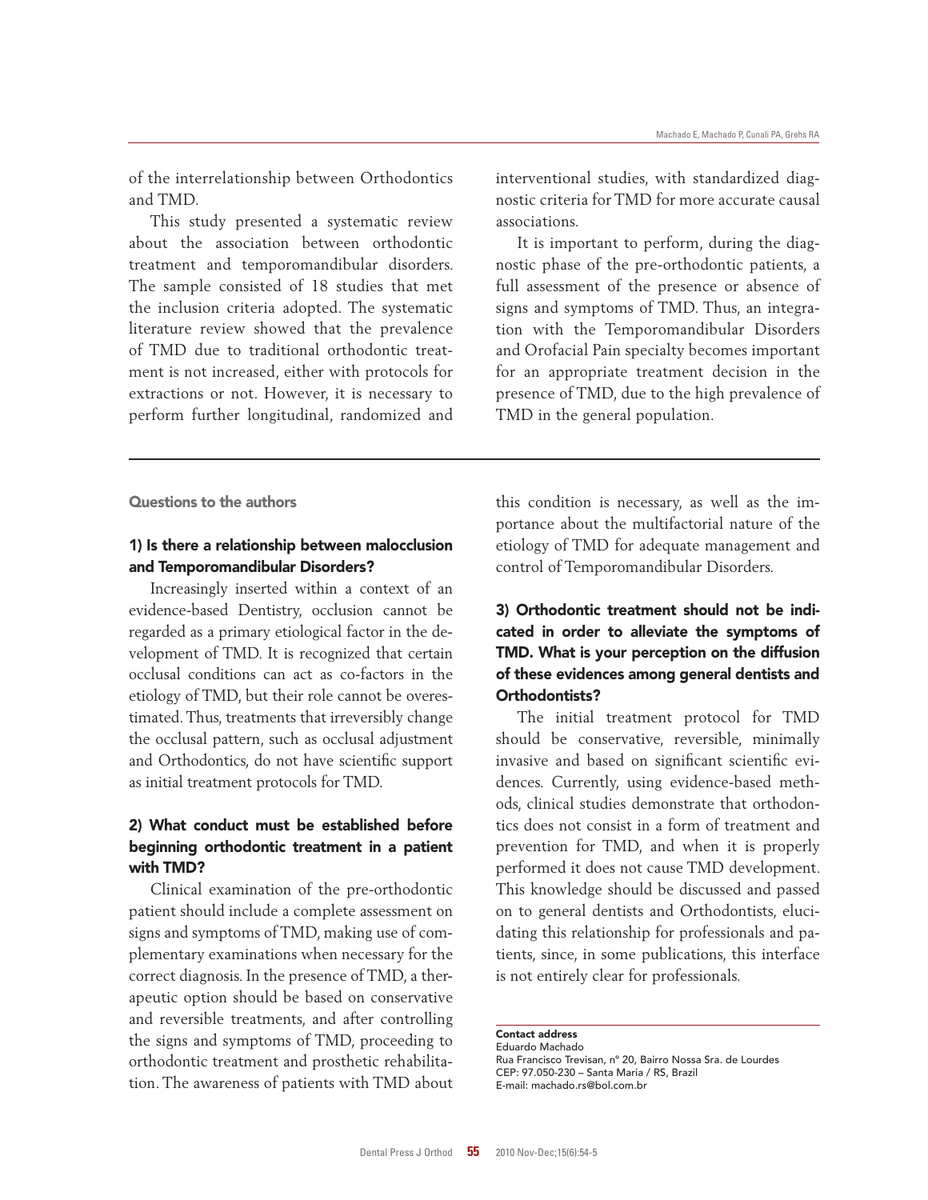of the interrelationship between Orthodontics and TMD.

This study presented a systematic review about the association between orthodontic treatment and temporomandibular disorders. The sample consisted of 18 studies that met the inclusion criteria adopted. The systematic literature review showed that the prevalence of TMD due to traditional orthodontic treatment is not increased, either with protocols for extractions or not. However, it is necessary to perform further longitudinal, randomized and interventional studies, with standardized diagnostic criteria for TMD for more accurate causal associations.

It is important to perform, during the diagnostic phase of the pre-orthodontic patients, a full assessment of the presence or absence of signs and symptoms of TMD. Thus, an integration with the Temporomandibular Disorders and Orofacial Pain specialty becomes important for an appropriate treatment decision in the presence of TMD, due to the high prevalence of TMD in the general population.

## Questions to the authors

### 1) Is there a relationship between malocclusion and Temporomandibular Disorders?

Increasingly inserted within a context of an evidence-based Dentistry, occlusion cannot be regarded as a primary etiological factor in the development of TMD. It is recognized that certain occlusal conditions can act as co-factors in the etiology of TMD, but their role cannot be overestimated. Thus, treatments that irreversibly change the occlusal pattern, such as occlusal adjustment and Orthodontics, do not have scientific support as initial treatment protocols for TMD.

### 2) What conduct must be established before beginning orthodontic treatment in a patient with TMD?

Clinical examination of the pre-orthodontic patient should include a complete assessment on signs and symptoms of TMD, making use of complementary examinations when necessary for the correct diagnosis. In the presence of TMD, a therapeutic option should be based on conservative and reversible treatments, and after controlling the signs and symptoms of TMD, proceeding to orthodontic treatment and prosthetic rehabilitation. The awareness of patients with TMD about this condition is necessary, as well as the importance about the multifactorial nature of the etiology of TMD for adequate management and control of Temporomandibular Disorders.

### 3) Orthodontic treatment should not be indicated in order to alleviate the symptoms of TMD. What is your perception on the diffusion of these evidences among general dentists and Orthodontists?

The initial treatment protocol for TMD should be conservative, reversible, minimally invasive and based on significant scientific evidences. Currently, using evidence-based methods, clinical studies demonstrate that orthodontics does not consist in a form of treatment and prevention for TMD, and when it is properly performed it does not cause TMD development. This knowledge should be discussed and passed on to general dentists and Orthodontists, elucidating this relationship for professionals and patients, since, in some publications, this interface is not entirely clear for professionals.

**Contact address**
Eduardo Machado
Rua Francisco Trevisan, nº 20, Bairro Nossa Sra. de Lourdes
CEP: 97.050-230 – Santa Maria / RS, Brazil
E-mail: machado.rs@bol.com.br